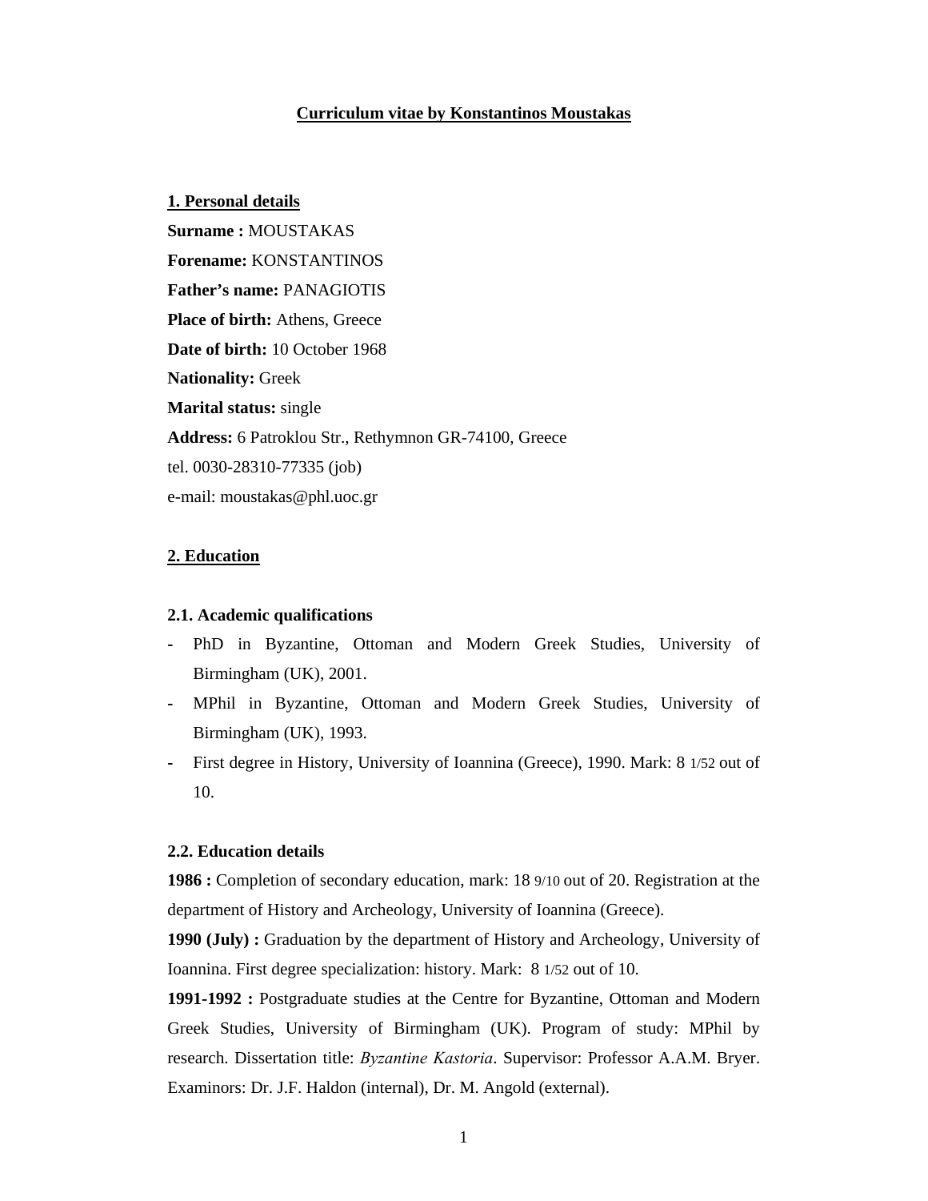# Curriculum vitae by Konstantinos Moustakas

## 1. Personal details

**Surname :** MOUSTAKAS  
**Forename:** KONSTANTINOS  
**Father's name:** PANAGIOTIS  
**Place of birth:** Athens, Greece  
**Date of birth:** 10 October 1968  
**Nationality:** Greek  
**Marital status:** single  
**Address:** 6 Patroklou Str., Rethymnon GR-74100, Greece  
tel. 0030-28310-77335 (job)  
e-mail: moustakas@phl.uoc.gr

## 2. Education

### 2.1. Academic qualifications

- PhD in Byzantine, Ottoman and Modern Greek Studies, University of Birmingham (UK), 2001.
- MPhil in Byzantine, Ottoman and Modern Greek Studies, University of Birmingham (UK), 1993.
- First degree in History, University of Ioannina (Greece), 1990. Mark: 8 1/52 out of 10.

### 2.2. Education details

**1986 :** Completion of secondary education, mark: 18 9/10 out of 20. Registration at the department of History and Archeology, University of Ioannina (Greece).

**1990 (July) :** Graduation by the department of History and Archeology, University of Ioannina. First degree specialization: history. Mark: 8 1/52 out of 10.

**1991-1992 :** Postgraduate studies at the Centre for Byzantine, Ottoman and Modern Greek Studies, University of Birmingham (UK). Program of study: MPhil by research. Dissertation title: *Byzantine Kastoria*. Supervisor: Professor A.A.M. Bryer. Examinors: Dr. J.F. Haldon (internal), Dr. M. Angold (external).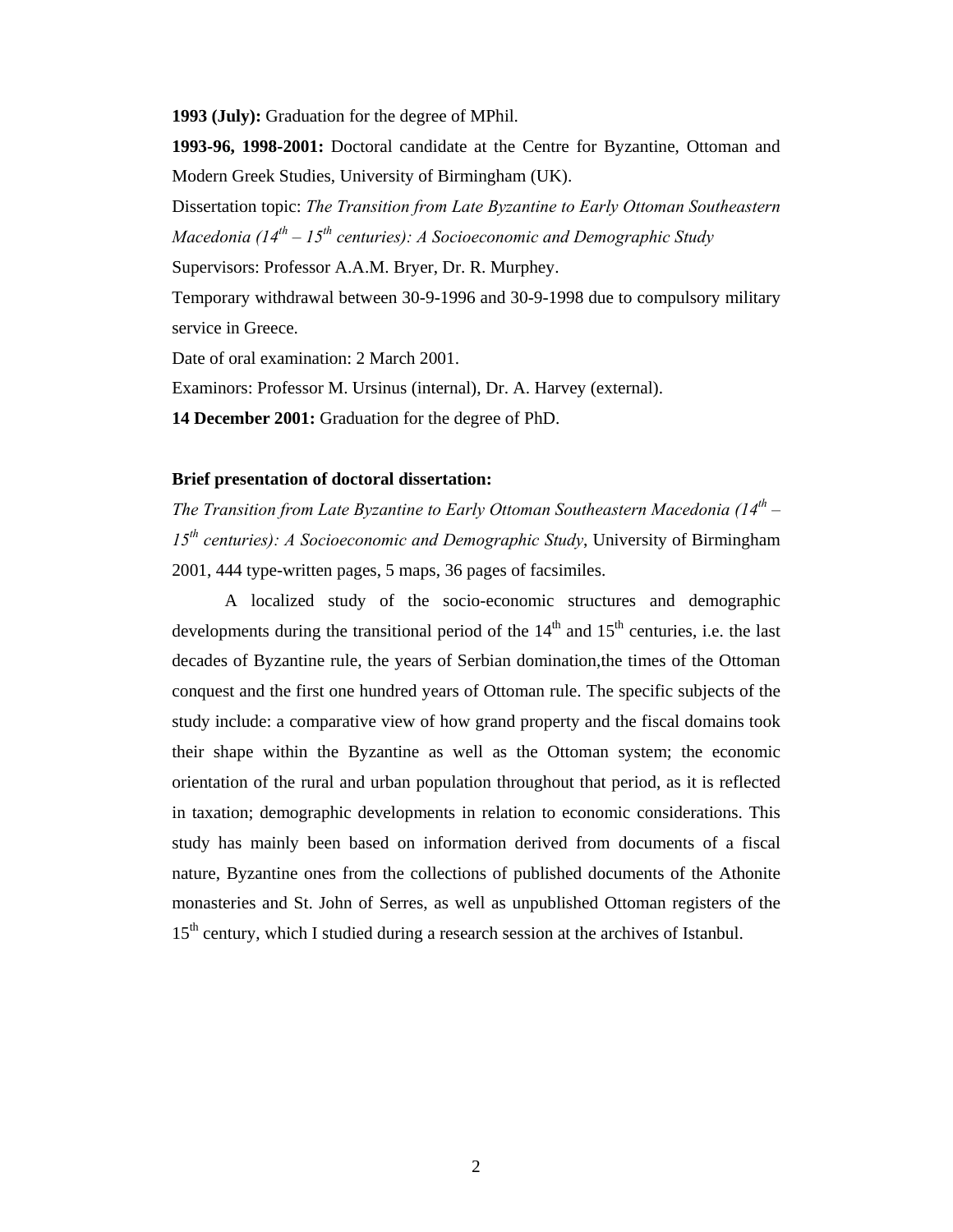**1993 (July):** Graduation for the degree of MPhil.

**1993-96, 1998-2001:** Doctoral candidate at the Centre for Byzantine, Ottoman and Modern Greek Studies, University of Birmingham (UK).

Dissertation topic: *The Transition from Late Byzantine to Early Ottoman Southeastern Macedonia (14th – 15th centuries): A Socioeconomic and Demographic Study*

Supervisors: Professor A.A.M. Bryer, Dr. R. Murphey.

Temporary withdrawal between 30-9-1996 and 30-9-1998 due to compulsory military service in Greece.

Date of oral examination: 2 March 2001.

Examinors: Professor M. Ursinus (internal), Dr. A. Harvey (external).

**14 December 2001:** Graduation for the degree of PhD.

**Brief presentation of doctoral dissertation:**

*The Transition from Late Byzantine to Early Ottoman Southeastern Macedonia (14th – 15th centuries): A Socioeconomic and Demographic Study*, University of Birmingham 2001, 444 type-written pages, 5 maps, 36 pages of facsimiles.

A localized study of the socio-economic structures and demographic developments during the transitional period of the 14th and 15th centuries, i.e. the last decades of Byzantine rule, the years of Serbian domination,the times of the Ottoman conquest and the first one hundred years of Ottoman rule. The specific subjects of the study include: a comparative view of how grand property and the fiscal domains took their shape within the Byzantine as well as the Ottoman system; the economic orientation of the rural and urban population throughout that period, as it is reflected in taxation; demographic developments in relation to economic considerations. This study has mainly been based on information derived from documents of a fiscal nature, Byzantine ones from the collections of published documents of the Athonite monasteries and St. John of Serres, as well as unpublished Ottoman registers of the 15th century, which I studied during a research session at the archives of Istanbul.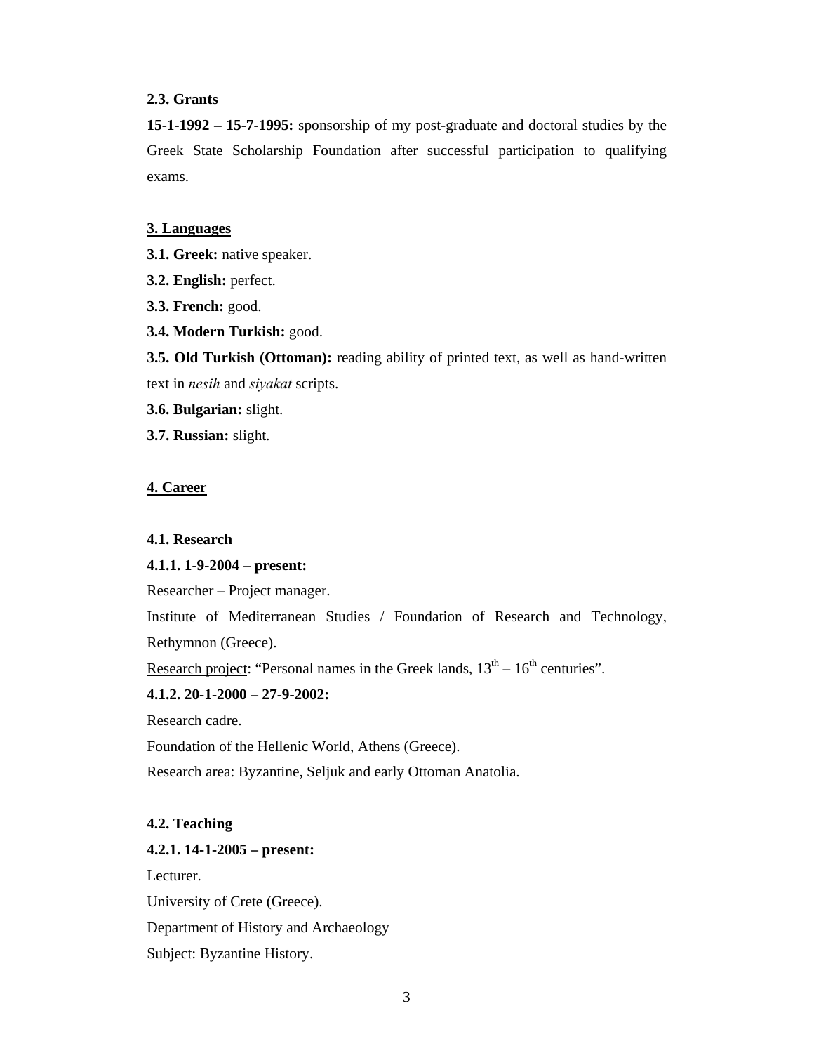**2.3. Grants**

**15-1-1992 – 15-7-1995:** sponsorship of my post-graduate and doctoral studies by the Greek State Scholarship Foundation after successful participation to qualifying exams.

## 3. Languages

**3.1. Greek:** native speaker.

**3.2. English:** perfect.

**3.3. French:** good.

**3.4. Modern Turkish:** good.

**3.5. Old Turkish (Ottoman):** reading ability of printed text, as well as hand-written text in *nesih* and *siyakat* scripts.

**3.6. Bulgarian:** slight.

**3.7. Russian:** slight.

## 4. Career

**4.1. Research**

**4.1.1. 1-9-2004 – present:**

Researcher – Project manager.

Institute of Mediterranean Studies / Foundation of Research and Technology, Rethymnon (Greece).

Research project: “Personal names in the Greek lands, 13th – 16th centuries”.

**4.1.2. 20-1-2000 – 27-9-2002:**

Research cadre.

Foundation of the Hellenic World, Athens (Greece).

Research area: Byzantine, Seljuk and early Ottoman Anatolia.

**4.2. Teaching**

**4.2.1. 14-1-2005 – present:**

Lecturer.

University of Crete (Greece).

Department of History and Archaeology

Subject: Byzantine History.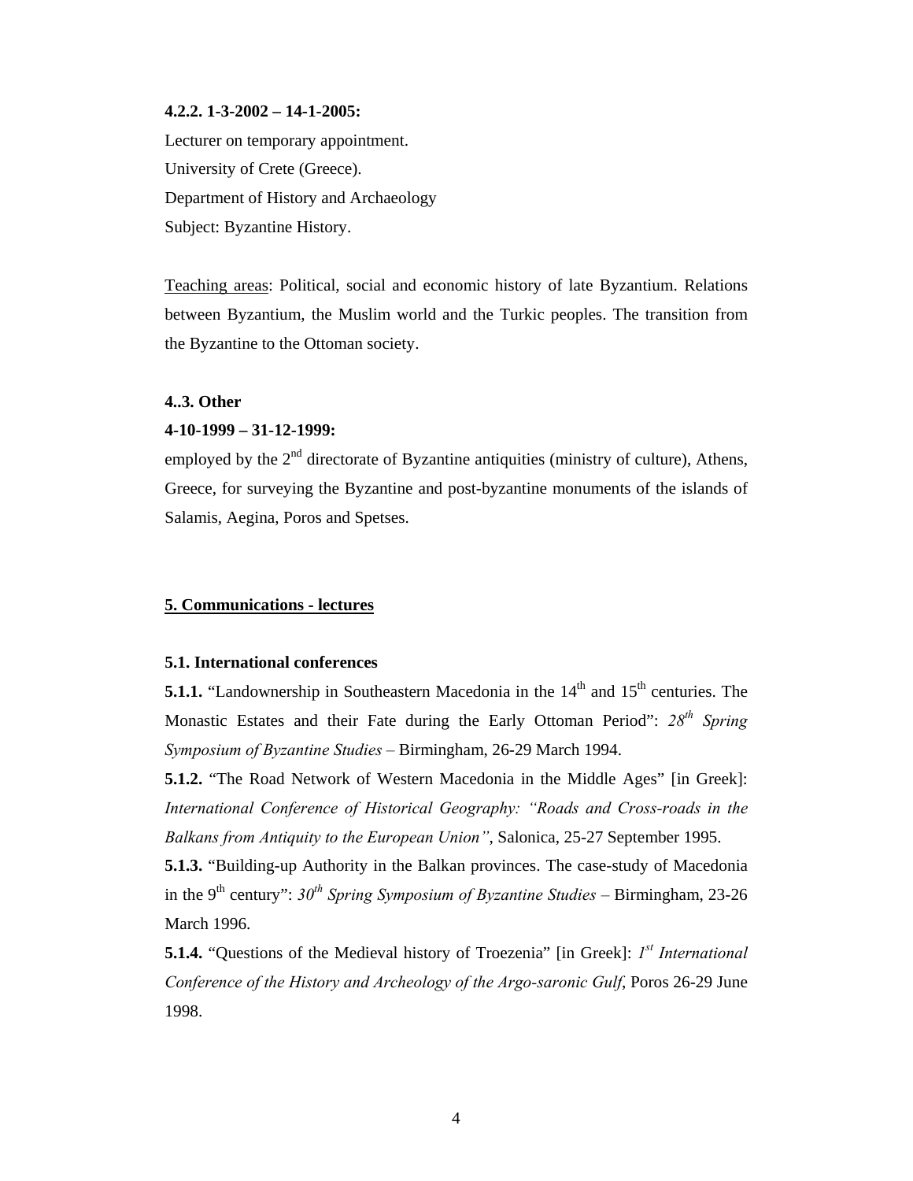**4.2.2. 1-3-2002 – 14-1-2005:**

Lecturer on temporary appointment.

University of Crete (Greece).

Department of History and Archaeology

Subject: Byzantine History.

Teaching areas: Political, social and economic history of late Byzantium. Relations between Byzantium, the Muslim world and the Turkic peoples. The transition from the Byzantine to the Ottoman society.

**4..3. Other**

**4-10-1999 – 31-12-1999:**

employed by the 2nd directorate of Byzantine antiquities (ministry of culture), Athens, Greece, for surveying the Byzantine and post-byzantine monuments of the islands of Salamis, Aegina, Poros and Spetses.

## 5. Communications - lectures

### 5.1. International conferences

**5.1.1.** "Landownership in Southeastern Macedonia in the 14th and 15th centuries. The Monastic Estates and their Fate during the Early Ottoman Period": *28th Spring Symposium of Byzantine Studies* – Birmingham, 26-29 March 1994.

**5.1.2.** "The Road Network of Western Macedonia in the Middle Ages" [in Greek]: *International Conference of Historical Geography: "Roads and Cross-roads in the Balkans from Antiquity to the European Union"*, Salonica, 25-27 September 1995.

**5.1.3.** "Building-up Authority in the Balkan provinces. The case-study of Macedonia in the 9th century": *30th Spring Symposium of Byzantine Studies* – Birmingham, 23-26 March 1996.

**5.1.4.** "Questions of the Medieval history of Troezenia" [in Greek]: *1st International Conference of the History and Archeology of the Argo-saronic Gulf*, Poros 26-29 June 1998.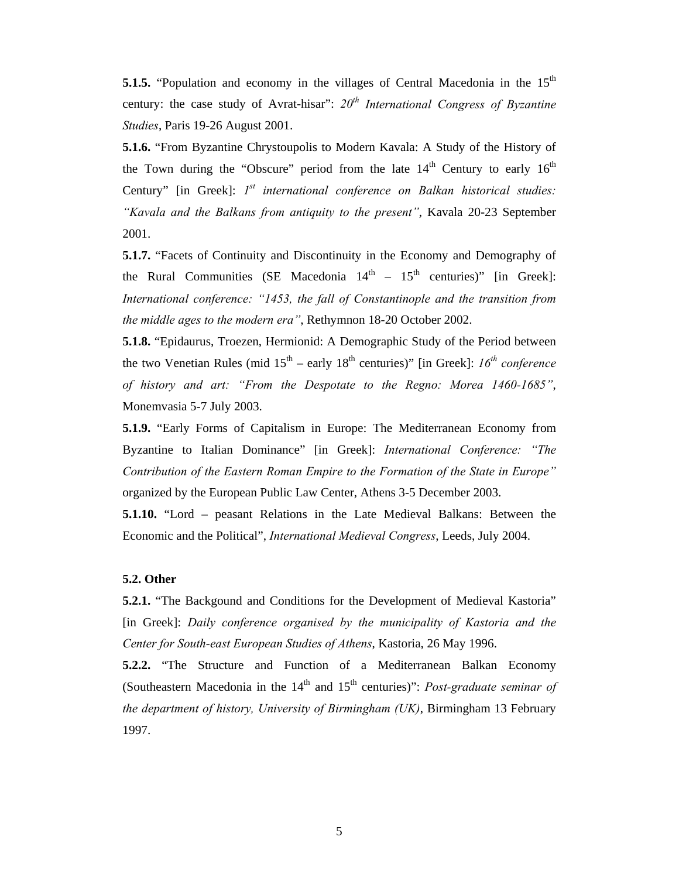**5.1.5.** “Population and economy in the villages of Central Macedonia in the 15th century: the case study of Avrat-hisar”: *20th International Congress of Byzantine Studies*, Paris 19-26 August 2001.

**5.1.6.** “From Byzantine Chrystoupolis to Modern Kavala: A Study of the History of the Town during the “Obscure” period from the late 14th Century to early 16th Century” [in Greek]: *1st international conference on Balkan historical studies: “Kavala and the Balkans from antiquity to the present”*, Kavala 20-23 September 2001.

**5.1.7.** “Facets of Continuity and Discontinuity in the Economy and Demography of the Rural Communities (SE Macedonia 14th – 15th centuries)” [in Greek]: *International conference: “1453, the fall of Constantinople and the transition from the middle ages to the modern era”*, Rethymnon 18-20 October 2002.

**5.1.8.** “Epidaurus, Troezen, Hermionid: A Demographic Study of the Period between the two Venetian Rules (mid 15th – early 18th centuries)” [in Greek]: *16th conference of history and art: “From the Despotate to the Regno: Morea 1460-1685”*, Monemvasia 5-7 July 2003.

**5.1.9.** “Early Forms of Capitalism in Europe: The Mediterranean Economy from Byzantine to Italian Dominance” [in Greek]: *International Conference: “The Contribution of the Eastern Roman Empire to the Formation of the State in Europe”* organized by the European Public Law Center, Athens 3-5 December 2003.

**5.1.10.** “Lord – peasant Relations in the Late Medieval Balkans: Between the Economic and the Political”, *International Medieval Congress*, Leeds, July 2004.

**5.2. Other**

**5.2.1.** “The Backgound and Conditions for the Development of Medieval Kastoria” [in Greek]: *Daily conference organised by the municipality of Kastoria and the Center for South-east European Studies of Athens*, Kastoria, 26 May 1996.

**5.2.2.** “The Structure and Function of a Mediterranean Balkan Economy (Southeastern Macedonia in the 14th and 15th centuries)”: *Post-graduate seminar of the department of history, University of Birmingham (UK)*, Birmingham 13 February 1997.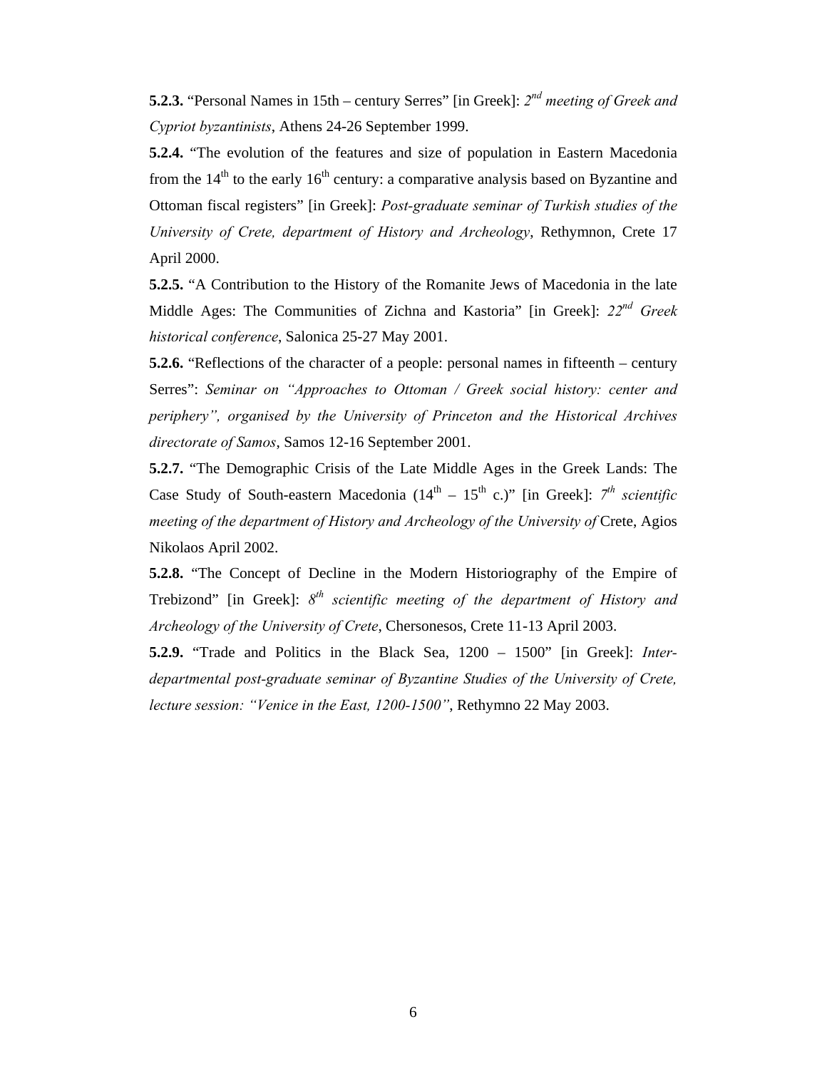**5.2.3.** "Personal Names in 15th – century Serres" [in Greek]: *2nd meeting of Greek and Cypriot byzantinists*, Athens 24-26 September 1999.

**5.2.4.** "The evolution of the features and size of population in Eastern Macedonia from the 14th to the early 16th century: a comparative analysis based on Byzantine and Ottoman fiscal registers" [in Greek]: *Post-graduate seminar of Turkish studies of the University of Crete, department of History and Archeology*, Rethymnon, Crete 17 April 2000.

**5.2.5.** "A Contribution to the History of the Romanite Jews of Macedonia in the late Middle Ages: The Communities of Zichna and Kastoria" [in Greek]: *22nd Greek historical conference*, Salonica 25-27 May 2001.

**5.2.6.** "Reflections of the character of a people: personal names in fifteenth – century Serres": *Seminar on "Approaches to Ottoman / Greek social history: center and periphery", organised by the University of Princeton and the Historical Archives directorate of Samos*, Samos 12-16 September 2001.

**5.2.7.** "The Demographic Crisis of the Late Middle Ages in the Greek Lands: The Case Study of South-eastern Macedonia (14th – 15th c.)" [in Greek]: *7th scientific meeting of the department of History and Archeology of the University of* Crete, Agios Nikolaos April 2002.

**5.2.8.** "The Concept of Decline in the Modern Historiography of the Empire of Trebizond" [in Greek]: *8th scientific meeting of the department of History and Archeology of the University of Crete*, Chersonesos, Crete 11-13 April 2003.

**5.2.9.** "Trade and Politics in the Black Sea, 1200 – 1500" [in Greek]: *Inter-departmental post-graduate seminar of Byzantine Studies of the University of Crete, lecture session: "Venice in the East, 1200-1500"*, Rethymno 22 May 2003.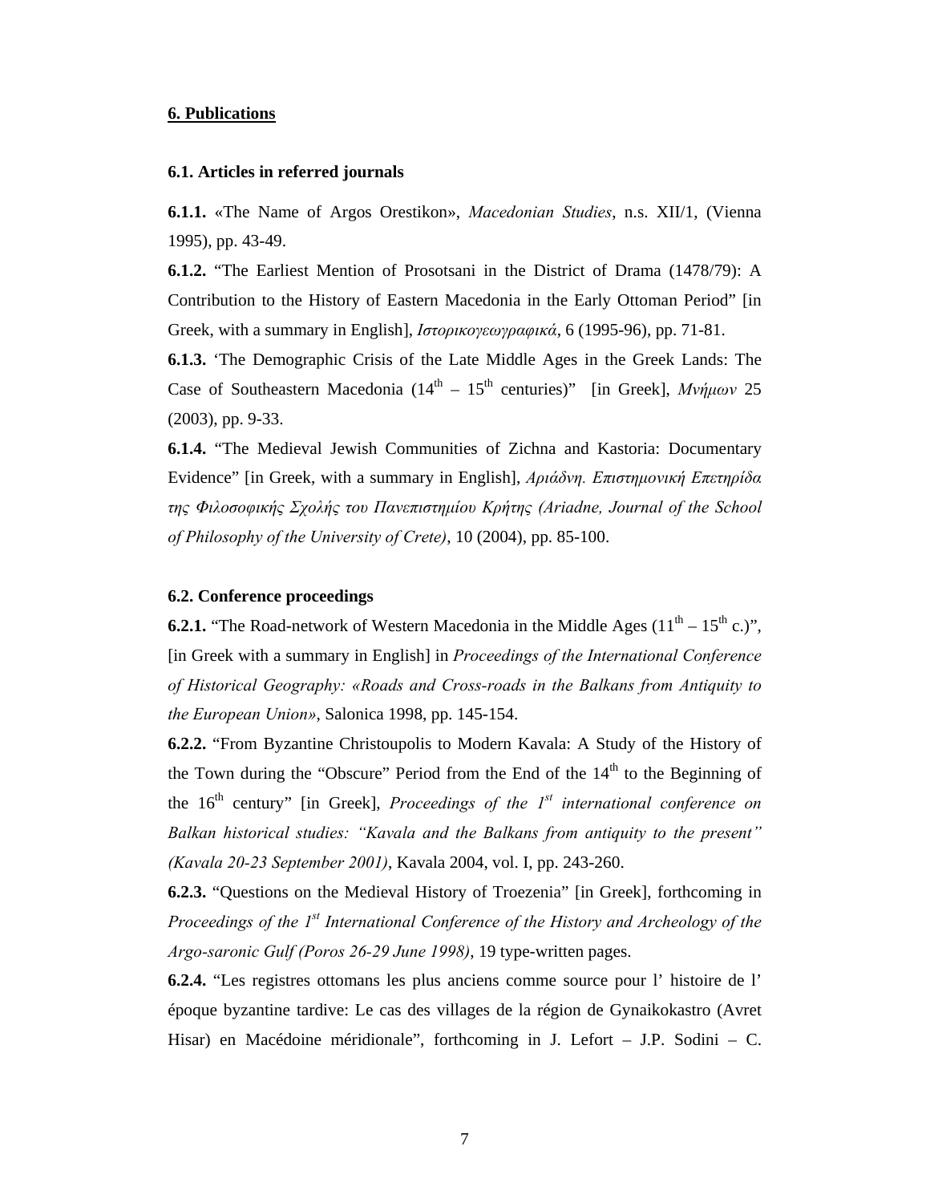## 6. Publications

### 6.1. Articles in referred journals

**6.1.1.** «The Name of Argos Orestikon», *Macedonian Studies*, n.s. XII/1, (Vienna 1995), pp. 43-49.

**6.1.2.** "The Earliest Mention of Prosotsani in the District of Drama (1478/79): A Contribution to the History of Eastern Macedonia in the Early Ottoman Period" [in Greek, with a summary in English], *Ιστορικογεωγραφικά*, 6 (1995-96), pp. 71-81.

**6.1.3.** 'The Demographic Crisis of the Late Middle Ages in the Greek Lands: The Case of Southeastern Macedonia ($14^{th}$ – $15^{th}$ centuries)" [in Greek], *Μνήμων* 25 (2003), pp. 9-33.

**6.1.4.** "The Medieval Jewish Communities of Zichna and Kastoria: Documentary Evidence" [in Greek, with a summary in English], *Αριάδνη. Επιστημονική Επετηρίδα της Φιλοσοφικής Σχολής του Πανεπιστημίου Κρήτης (Ariadne, Journal of the School of Philosophy of the University of Crete)*, 10 (2004), pp. 85-100.

### 6.2. Conference proceedings

**6.2.1.** "The Road-network of Western Macedonia in the Middle Ages ($11^{th}$ – $15^{th}$ c.)", [in Greek with a summary in English] in *Proceedings of the International Conference of Historical Geography: «Roads and Cross-roads in the Balkans from Antiquity to the European Union»*, Salonica 1998, pp. 145-154.

**6.2.2.** "From Byzantine Christoupolis to Modern Kavala: A Study of the History of the Town during the "Obscure" Period from the End of the $14^{th}$ to the Beginning of the $16^{th}$ century" [in Greek], *Proceedings of the $1^{st}$ international conference on Balkan historical studies: "Kavala and the Balkans from antiquity to the present" (Kavala 20-23 September 2001)*, Kavala 2004, vol. I, pp. 243-260.

**6.2.3.** "Questions on the Medieval History of Troezenia" [in Greek], forthcoming in *Proceedings of the $1^{st}$ International Conference of the History and Archeology of the Argo-saronic Gulf (Poros 26-29 June 1998)*, 19 type-written pages.

**6.2.4.** "Les registres ottomans les plus anciens comme source pour l' histoire de l' époque byzantine tardive: Le cas des villages de la région de Gynaikokastro (Avret Hisar) en Macédoine méridionale", forthcoming in J. Lefort – J.P. Sodini – C.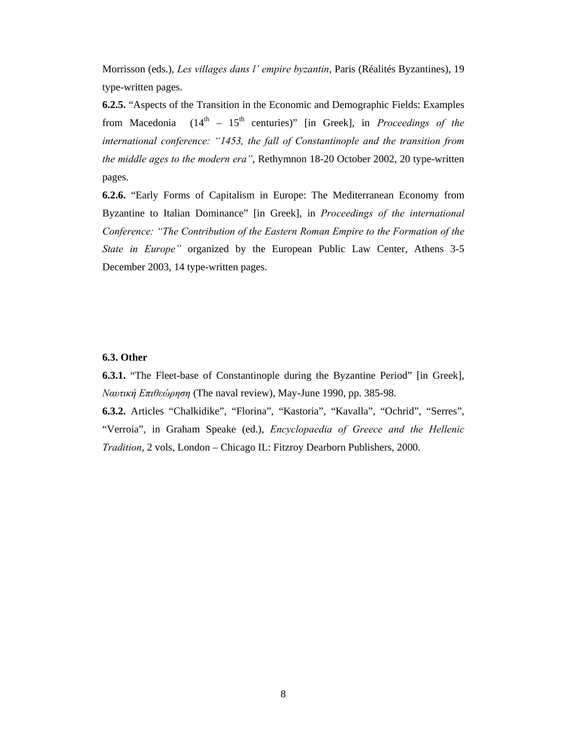Morrisson (eds.), *Les villages dans l' empire byzantin*, Paris (Réalités Byzantines), 19 type-written pages.

**6.2.5.** "Aspects of the Transition in the Economic and Demographic Fields: Examples from Macedonia (14th – 15th centuries)" [in Greek], in *Proceedings of the international conference: "1453, the fall of Constantinople and the transition from the middle ages to the modern era"*, Rethymnon 18-20 October 2002, 20 type-written pages.

**6.2.6.** "Early Forms of Capitalism in Europe: The Mediterranean Economy from Byzantine to Italian Dominance" [in Greek], in *Proceedings of the international Conference: "The Contribution of the Eastern Roman Empire to the Formation of the State in Europe"* organized by the European Public Law Center, Athens 3-5 December 2003, 14 type-written pages.

**6.3. Other**

**6.3.1.** "The Fleet-base of Constantinople during the Byzantine Period" [in Greek], *Ναυτική Επιθεώρηση* (The naval review), May-June 1990, pp. 385-98.

**6.3.2.** Articles "Chalkidike", "Florina", "Kastoria", "Kavalla", "Ochrid", "Serres", "Verroia", in Graham Speake (ed.), *Encyclopaedia of Greece and the Hellenic Tradition*, 2 vols, London – Chicago IL: Fitzroy Dearborn Publishers, 2000.